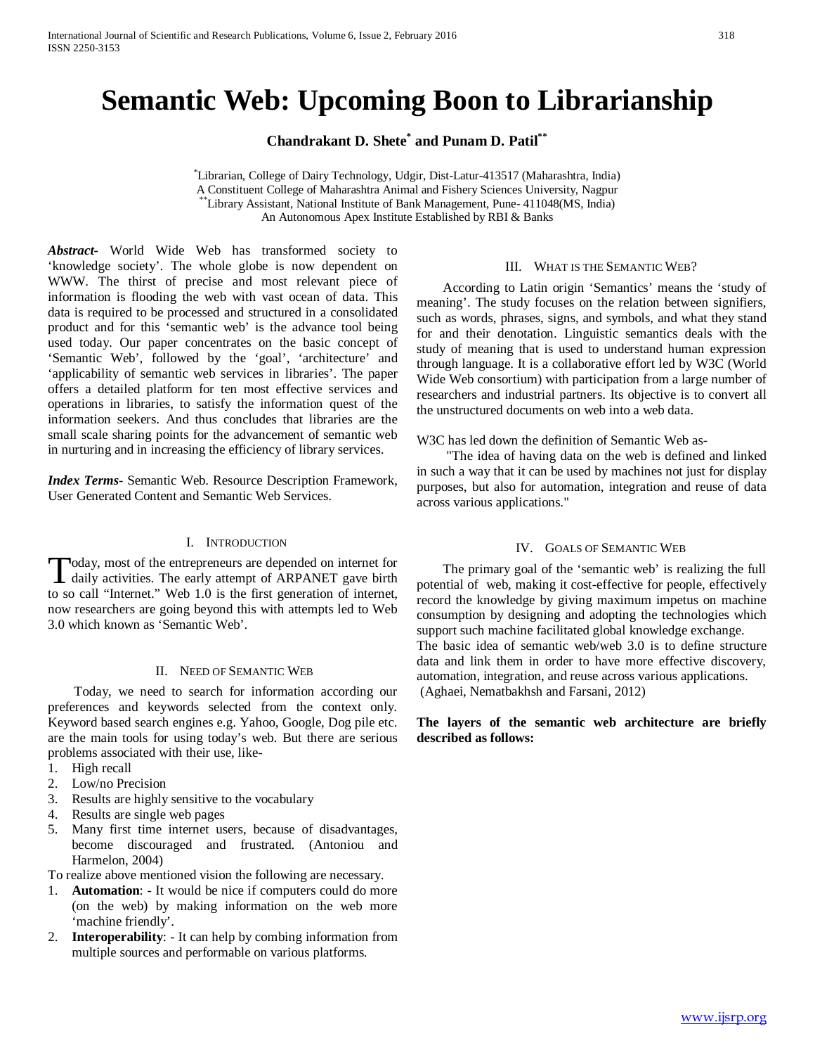# Semantic Web: Upcoming Boon to Librarianship

**Chandrakant D. Shete[*] and Punam D. Patil[**]**

[*]Librarian, College of Dairy Technology, Udgir, Dist-Latur-413517 (Maharashtra, India)
A Constituent College of Maharashtra Animal and Fishery Sciences University, Nagpur
[**]Library Assistant, National Institute of Bank Management, Pune- 411048(MS, India)
An Autonomous Apex Institute Established by RBI & Banks

***Abstract***- World Wide Web has transformed society to 'knowledge society'. The whole globe is now dependent on WWW. The thirst of precise and most relevant piece of information is flooding the web with vast ocean of data. This data is required to be processed and structured in a consolidated product and for this 'semantic web' is the advance tool being used today. Our paper concentrates on the basic concept of 'Semantic Web', followed by the 'goal', 'architecture' and 'applicability of semantic web services in libraries'. The paper offers a detailed platform for ten most effective services and operations in libraries, to satisfy the information quest of the information seekers. And thus concludes that libraries are the small scale sharing points for the advancement of semantic web in nurturing and in increasing the efficiency of library services.

***Index Terms***- Semantic Web. Resource Description Framework, User Generated Content and Semantic Web Services.

## I. Introduction

Today, most of the entrepreneurs are depended on internet for daily activities. The early attempt of ARPANET gave birth to so call "Internet." Web 1.0 is the first generation of internet, now researchers are going beyond this with attempts led to Web 3.0 which known as 'Semantic Web'.

## II. Need of Semantic Web

Today, we need to search for information according our preferences and keywords selected from the context only. Keyword based search engines e.g. Yahoo, Google, Dog pile etc. are the main tools for using today's web. But there are serious problems associated with their use, like-

1. High recall
2. Low/no Precision
3. Results are highly sensitive to the vocabulary
4. Results are single web pages
5. Many first time internet users, because of disadvantages, become discouraged and frustrated. (Antoniou and Harmelon, 2004)

To realize above mentioned vision the following are necessary.

1. **Automation**: - It would be nice if computers could do more (on the web) by making information on the web more 'machine friendly'.
2. **Interoperability**: - It can help by combing information from multiple sources and performable on various platforms.

## III. What is the Semantic Web?

According to Latin origin 'Semantics' means the 'study of meaning'. The study focuses on the relation between signifiers, such as words, phrases, signs, and symbols, and what they stand for and their denotation. Linguistic semantics deals with the study of meaning that is used to understand human expression through language. It is a collaborative effort led by W3C (World Wide Web consortium) with participation from a large number of researchers and industrial partners. Its objective is to convert all the unstructured documents on web into a web data.

W3C has led down the definition of Semantic Web as-

"The idea of having data on the web is defined and linked in such a way that it can be used by machines not just for display purposes, but also for automation, integration and reuse of data across various applications."

## IV. Goals of Semantic Web

The primary goal of the 'semantic web' is realizing the full potential of web, making it cost-effective for people, effectively record the knowledge by giving maximum impetus on machine consumption by designing and adopting the technologies which support such machine facilitated global knowledge exchange.
The basic idea of semantic web/web 3.0 is to define structure data and link them in order to have more effective discovery, automation, integration, and reuse across various applications. (Aghaei, Nematbakhsh and Farsani, 2012)

**The layers of the semantic web architecture are briefly described as follows:**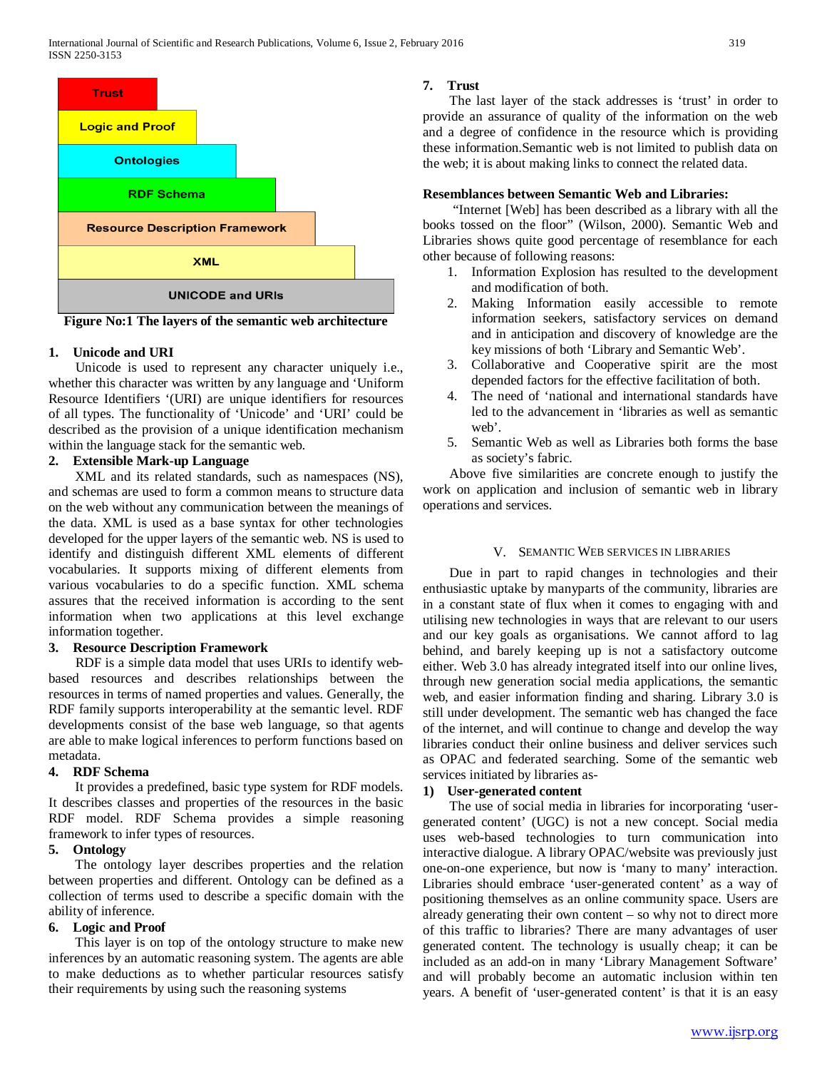Trust

Logic and Proof

Ontologies

RDF Schema

Resource Description Framework

XML

UNICODE and URIs

**Figure No:1 The layers of the semantic web architecture**

**1. Unicode and URI**

Unicode is used to represent any character uniquely i.e., whether this character was written by any language and 'Uniform Resource Identifiers '(URI) are unique identifiers for resources of all types. The functionality of 'Unicode' and 'URI' could be described as the provision of a unique identification mechanism within the language stack for the semantic web.

**2. Extensible Mark-up Language**

XML and its related standards, such as namespaces (NS), and schemas are used to form a common means to structure data on the web without any communication between the meanings of the data. XML is used as a base syntax for other technologies developed for the upper layers of the semantic web. NS is used to identify and distinguish different XML elements of different vocabularies. It supports mixing of different elements from various vocabularies to do a specific function. XML schema assures that the received information is according to the sent information when two applications at this level exchange information together.

**3. Resource Description Framework**

RDF is a simple data model that uses URIs to identify web-based resources and describes relationships between the resources in terms of named properties and values. Generally, the RDF family supports interoperability at the semantic level. RDF developments consist of the base web language, so that agents are able to make logical inferences to perform functions based on metadata.

**4. RDF Schema**

It provides a predefined, basic type system for RDF models. It describes classes and properties of the resources in the basic RDF model. RDF Schema provides a simple reasoning framework to infer types of resources.

**5. Ontology**

The ontology layer describes properties and the relation between properties and different. Ontology can be defined as a collection of terms used to describe a specific domain with the ability of inference.

**6. Logic and Proof**

This layer is on top of the ontology structure to make new inferences by an automatic reasoning system. The agents are able to make deductions as to whether particular resources satisfy their requirements by using such the reasoning systems

**7. Trust**

The last layer of the stack addresses is 'trust' in order to provide an assurance of quality of the information on the web and a degree of confidence in the resource which is providing these information.Semantic web is not limited to publish data on the web; it is about making links to connect the related data.

**Resemblances between Semantic Web and Libraries:**

"Internet [Web] has been described as a library with all the books tossed on the floor" (Wilson, 2000). Semantic Web and Libraries shows quite good percentage of resemblance for each other because of following reasons:

1. Information Explosion has resulted to the development and modification of both.
2. Making Information easily accessible to remote information seekers, satisfactory services on demand and in anticipation and discovery of knowledge are the key missions of both 'Library and Semantic Web'.
3. Collaborative and Cooperative spirit are the most depended factors for the effective facilitation of both.
4. The need of 'national and international standards have led to the advancement in 'libraries as well as semantic web'.
5. Semantic Web as well as Libraries both forms the base as society's fabric.

Above five similarities are concrete enough to justify the work on application and inclusion of semantic web in library operations and services.

## V. Semantic Web Services in Libraries

Due in part to rapid changes in technologies and their enthusiastic uptake by manyparts of the community, libraries are in a constant state of flux when it comes to engaging with and utilising new technologies in ways that are relevant to our users and our key goals as organisations. We cannot afford to lag behind, and barely keeping up is not a satisfactory outcome either. Web 3.0 has already integrated itself into our online lives, through new generation social media applications, the semantic web, and easier information finding and sharing. Library 3.0 is still under development. The semantic web has changed the face of the internet, and will continue to change and develop the way libraries conduct their online business and deliver services such as OPAC and federated searching. Some of the semantic web services initiated by libraries as-

**1) User-generated content**

The use of social media in libraries for incorporating 'user-generated content' (UGC) is not a new concept. Social media uses web-based technologies to turn communication into interactive dialogue. A library OPAC/website was previously just one-on-one experience, but now is 'many to many' interaction. Libraries should embrace 'user-generated content' as a way of positioning themselves as an online community space. Users are already generating their own content – so why not to direct more of this traffic to libraries? There are many advantages of user generated content. The technology is usually cheap; it can be included as an add-on in many 'Library Management Software' and will probably become an automatic inclusion within ten years. A benefit of 'user-generated content' is that it is an easy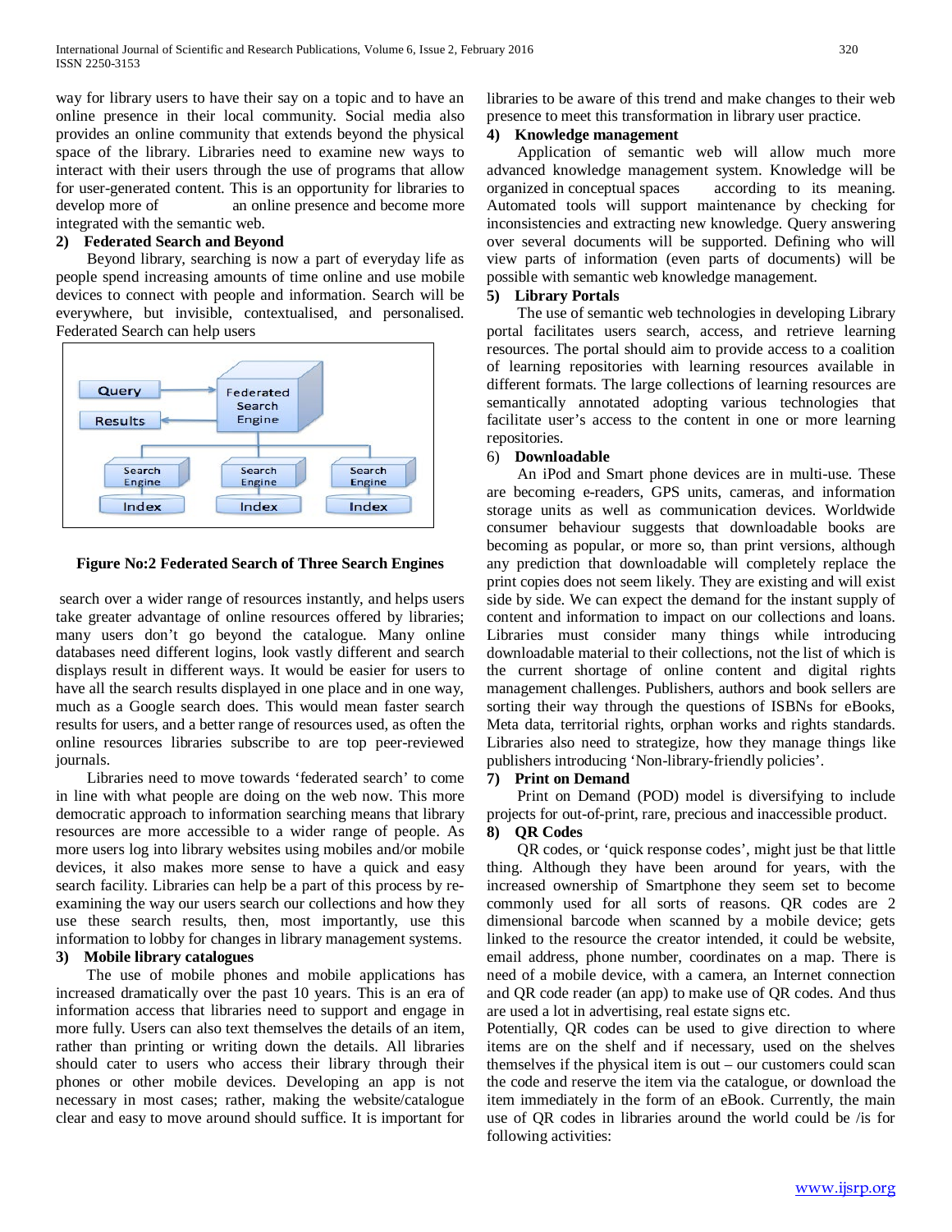way for library users to have their say on a topic and to have an online presence in their local community. Social media also provides an online community that extends beyond the physical space of the library. Libraries need to examine new ways to interact with their users through the use of programs that allow for user-generated content. This is an opportunity for libraries to develop more of an online presence and become more integrated with the semantic web.

**2) Federated Search and Beyond**

Beyond library, searching is now a part of everyday life as people spend increasing amounts of time online and use mobile devices to connect with people and information. Search will be everywhere, but invisible, contextualised, and personalised. Federated Search can help users search over a wider range of resources instantly, and helps users take greater advantage of online resources offered by libraries; many users don't go beyond the catalogue. Many online databases need different logins, look vastly different and search displays result in different ways. It would be easier for users to have all the search results displayed in one place and in one way, much as a Google search does. This would mean faster search results for users, and a better range of resources used, as often the online resources libraries subscribe to are top peer-reviewed journals.

**Figure No:2 Federated Search of Three Search Engines**

Libraries need to move towards 'federated search' to come in line with what people are doing on the web now. This more democratic approach to information searching means that library resources are more accessible to a wider range of people. As more users log into library websites using mobiles and/or mobile devices, it also makes more sense to have a quick and easy search facility. Libraries can help be a part of this process by re-examining the way our users search our collections and how they use these search results, then, most importantly, use this information to lobby for changes in library management systems.

**3) Mobile library catalogues**

The use of mobile phones and mobile applications has increased dramatically over the past 10 years. This is an era of information access that libraries need to support and engage in more fully. Users can also text themselves the details of an item, rather than printing or writing down the details. All libraries should cater to users who access their library through their phones or other mobile devices. Developing an app is not necessary in most cases; rather, making the website/catalogue clear and easy to move around should suffice. It is important for libraries to be aware of this trend and make changes to their web presence to meet this transformation in library user practice.

**4) Knowledge management**

Application of semantic web will allow much more advanced knowledge management system. Knowledge will be organized in conceptual spaces according to its meaning. Automated tools will support maintenance by checking for inconsistencies and extracting new knowledge. Query answering over several documents will be supported. Defining who will view parts of information (even parts of documents) will be possible with semantic web knowledge management.

**5) Library Portals**

The use of semantic web technologies in developing Library portal facilitates users search, access, and retrieve learning resources. The portal should aim to provide access to a coalition of learning repositories with learning resources available in different formats. The large collections of learning resources are semantically annotated adopting various technologies that facilitate user's access to the content in one or more learning repositories.

6) **Downloadable**

An iPod and Smart phone devices are in multi-use. These are becoming e-readers, GPS units, cameras, and information storage units as well as communication devices. Worldwide consumer behaviour suggests that downloadable books are becoming as popular, or more so, than print versions, although any prediction that downloadable will completely replace the print copies does not seem likely. They are existing and will exist side by side. We can expect the demand for the instant supply of content and information to impact on our collections and loans. Libraries must consider many things while introducing downloadable material to their collections, not the list of which is the current shortage of online content and digital rights management challenges. Publishers, authors and book sellers are sorting their way through the questions of ISBNs for eBooks, Meta data, territorial rights, orphan works and rights standards. Libraries also need to strategize, how they manage things like publishers introducing 'Non-library-friendly policies'.

**7) Print on Demand**

Print on Demand (POD) model is diversifying to include projects for out-of-print, rare, precious and inaccessible product.

**8) QR Codes**

QR codes, or 'quick response codes', might just be that little thing. Although they have been around for years, with the increased ownership of Smartphone they seem set to become commonly used for all sorts of reasons. QR codes are 2 dimensional barcode when scanned by a mobile device; gets linked to the resource the creator intended, it could be website, email address, phone number, coordinates on a map. There is need of a mobile device, with a camera, an Internet connection and QR code reader (an app) to make use of QR codes. And thus are used a lot in advertising, real estate signs etc.

Potentially, QR codes can be used to give direction to where items are on the shelf and if necessary, used on the shelves themselves if the physical item is out – our customers could scan the code and reserve the item via the catalogue, or download the item immediately in the form of an eBook. Currently, the main use of QR codes in libraries around the world could be /is for following activities: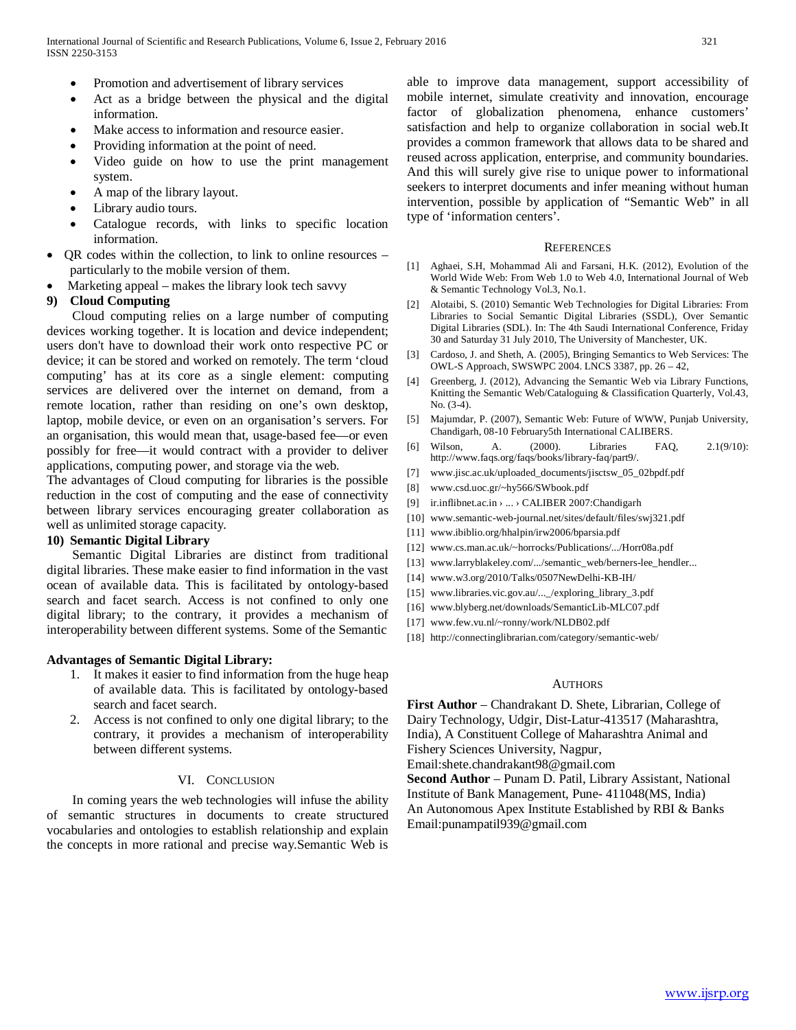- Promotion and advertisement of library services
- Act as a bridge between the physical and the digital information.
- Make access to information and resource easier.
- Providing information at the point of need.
- Video guide on how to use the print management system.
- A map of the library layout.
- Library audio tours.
- Catalogue records, with links to specific location information.

- QR codes within the collection, to link to online resources – particularly to the mobile version of them.
- Marketing appeal – makes the library look tech savvy

**9) Cloud Computing**

Cloud computing relies on a large number of computing devices working together. It is location and device independent; users don't have to download their work onto respective PC or device; it can be stored and worked on remotely. The term 'cloud computing' has at its core as a single element: computing services are delivered over the internet on demand, from a remote location, rather than residing on one's own desktop, laptop, mobile device, or even on an organisation's servers. For an organisation, this would mean that, usage-based fee—or even possibly for free—it would contract with a provider to deliver applications, computing power, and storage via the web.

The advantages of Cloud computing for libraries is the possible reduction in the cost of computing and the ease of connectivity between library services encouraging greater collaboration as well as unlimited storage capacity.

**10) Semantic Digital Library**

Semantic Digital Libraries are distinct from traditional digital libraries. These make easier to find information in the vast ocean of available data. This is facilitated by ontology-based search and facet search. Access is not confined to only one digital library; to the contrary, it provides a mechanism of interoperability between different systems. Some of the Semantic

**Advantages of Semantic Digital Library:**

1. It makes it easier to find information from the huge heap of available data. This is facilitated by ontology-based search and facet search.
2. Access is not confined to only one digital library; to the contrary, it provides a mechanism of interoperability between different systems.

## VI. Conclusion

In coming years the web technologies will infuse the ability of semantic structures in documents to create structured vocabularies and ontologies to establish relationship and explain the concepts in more rational and precise way.Semantic Web is able to improve data management, support accessibility of mobile internet, simulate creativity and innovation, encourage factor of globalization phenomena, enhance customers' satisfaction and help to organize collaboration in social web.It provides a common framework that allows data to be shared and reused across application, enterprise, and community boundaries. And this will surely give rise to unique power to informational seekers to interpret documents and infer meaning without human intervention, possible by application of "Semantic Web" in all type of 'information centers'.

## References

[1] Aghaei, S.H, Mohammad Ali and Farsani, H.K. (2012), Evolution of the World Wide Web: From Web 1.0 to Web 4.0, International Journal of Web & Semantic Technology Vol.3, No.1.

[2] Alotaibi, S. (2010) Semantic Web Technologies for Digital Libraries: From Libraries to Social Semantic Digital Libraries (SSDL), Over Semantic Digital Libraries (SDL). In: The 4th Saudi International Conference, Friday 30 and Saturday 31 July 2010, The University of Manchester, UK.

[3] Cardoso, J. and Sheth, A. (2005), Bringing Semantics to Web Services: The OWL-S Approach, SWSWPC 2004. LNCS 3387, pp. 26 – 42,

[4] Greenberg, J. (2012), Advancing the Semantic Web via Library Functions, Knitting the Semantic Web/Cataloguing & Classification Quarterly, Vol.43, No. (3-4).

[5] Majumdar, P. (2007), Semantic Web: Future of WWW, Punjab University, Chandigarh, 08-10 February5th International CALIBERS.

[6] Wilson, A. (2000). Libraries FAQ, 2.1(9/10): http://www.faqs.org/faqs/books/library-faq/part9/.

[7] www.jisc.ac.uk/uploaded_documents/jisctsw_05_02bpdf.pdf

[8] www.csd.uoc.gr/~hy566/SWbook.pdf

[9] ir.inflibnet.ac.in › ... › CALIBER 2007:Chandigarh

[10] www.semantic-web-journal.net/sites/default/files/swj321.pdf

[11] www.ibiblio.org/hhalpin/irw2006/bparsia.pdf

[12] www.cs.man.ac.uk/~horrocks/Publications/.../Horr08a.pdf

[13] www.larryblakeley.com/.../semantic_web/berners-lee_hendler...

[14] www.w3.org/2010/Talks/0507NewDelhi-KB-IH/

[15] www.libraries.vic.gov.au/..._/exploring_library_3.pdf

[16] www.blyberg.net/downloads/SemanticLib-MLC07.pdf

[17] www.few.vu.nl/~ronny/work/NLDB02.pdf

[18] http://connectinglibrarian.com/category/semantic-web/

## Authors

**First Author** – Chandrakant D. Shete, Librarian, College of Dairy Technology, Udgir, Dist-Latur-413517 (Maharashtra, India), A Constituent College of Maharashtra Animal and Fishery Sciences University, Nagpur, Email:shete.chandrakant98@gmail.com

**Second Author** – Punam D. Patil, Library Assistant, National Institute of Bank Management, Pune- 411048(MS, India) An Autonomous Apex Institute Established by RBI & Banks Email:punampatil939@gmail.com